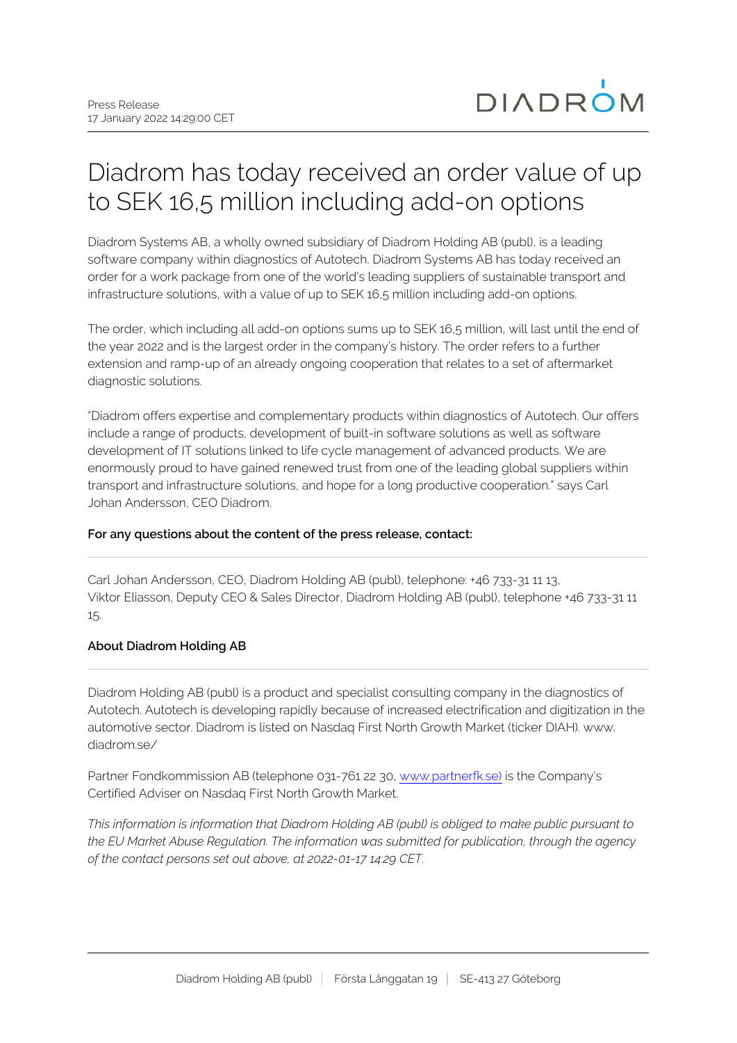Press Release
17 January 2022 14:29:00 CET

# Diadrom has today received an order value of up to SEK 16,5 million including add-on options

Diadrom Systems AB, a wholly owned subsidiary of Diadrom Holding AB (publ), is a leading software company within diagnostics of Autotech. Diadrom Systems AB has today received an order for a work package from one of the world's leading suppliers of sustainable transport and infrastructure solutions, with a value of up to SEK 16,5 million including add-on options.

The order, which including all add-on options sums up to SEK 16,5 million, will last until the end of the year 2022 and is the largest order in the company's history. The order refers to a further extension and ramp-up of an already ongoing cooperation that relates to a set of aftermarket diagnostic solutions.

"Diadrom offers expertise and complementary products within diagnostics of Autotech. Our offers include a range of products, development of built-in software solutions as well as software development of IT solutions linked to life cycle management of advanced products. We are enormously proud to have gained renewed trust from one of the leading global suppliers within transport and infrastructure solutions, and hope for a long productive cooperation." says Carl Johan Andersson, CEO Diadrom.

**For any questions about the content of the press release, contact:**

Carl Johan Andersson, CEO, Diadrom Holding AB (publ), telephone: +46 733-31 11 13,
Viktor Eliasson, Deputy CEO & Sales Director, Diadrom Holding AB (publ), telephone +46 733-31 11 15.

**About Diadrom Holding AB**

Diadrom Holding AB (publ) is a product and specialist consulting company in the diagnostics of Autotech. Autotech is developing rapidly because of increased electrification and digitization in the automotive sector. Diadrom is listed on Nasdaq First North Growth Market (ticker DIAH). www.diadrom.se/

Partner Fondkommission AB (telephone 031-761 22 30, [www.partnerfk.se)](http://www.partnerfk.se) is the Company's Certified Adviser on Nasdaq First North Growth Market.

*This information is information that Diadrom Holding AB (publ) is obliged to make public pursuant to the EU Market Abuse Regulation. The information was submitted for publication, through the agency of the contact persons set out above, at 2022-01-17 14:29 CET.*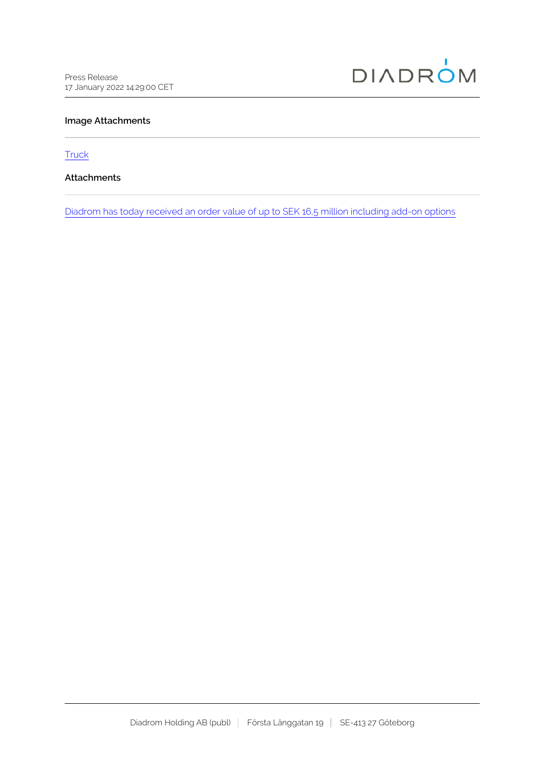### Image Attachments

[Truck]

### Attachments

[Diadrom has today received an order value of up to SEK 16,5 million including add-on options]